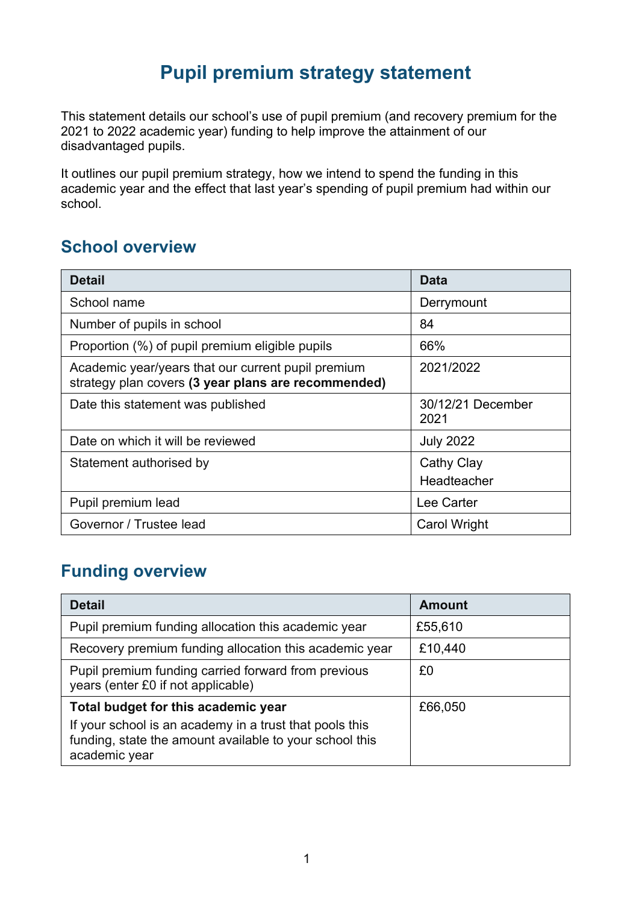# Pupil premium strategy statement

This statement details our school's use of pupil premium (and recovery premium for the 2021 to 2022 academic year) funding to help improve the attainment of our disadvantaged pupils.

It outlines our pupil premium strategy, how we intend to spend the funding in this academic year and the effect that last year's spending of pupil premium had within our school.

## School overview

| Detail | Data |
|---|---|
| School name | Derrymount |
| Number of pupils in school | 84 |
| Proportion (%) of pupil premium eligible pupils | 66% |
| Academic year/years that our current pupil premium strategy plan covers **(3 year plans are recommended)** | 2021/2022 |
| Date this statement was published | 30/12/21 December 2021 |
| Date on which it will be reviewed | July 2022 |
| Statement authorised by | Cathy Clay<br>Headteacher |
| Pupil premium lead | Lee Carter |
| Governor / Trustee lead | Carol Wright |

## Funding overview

| Detail | Amount |
|---|---|
| Pupil premium funding allocation this academic year | £55,610 |
| Recovery premium funding allocation this academic year | £10,440 |
| Pupil premium funding carried forward from previous years (enter £0 if not applicable) | £0 |
| **Total budget for this academic year**<br>If your school is an academy in a trust that pools this funding, state the amount available to your school this academic year | £66,050 |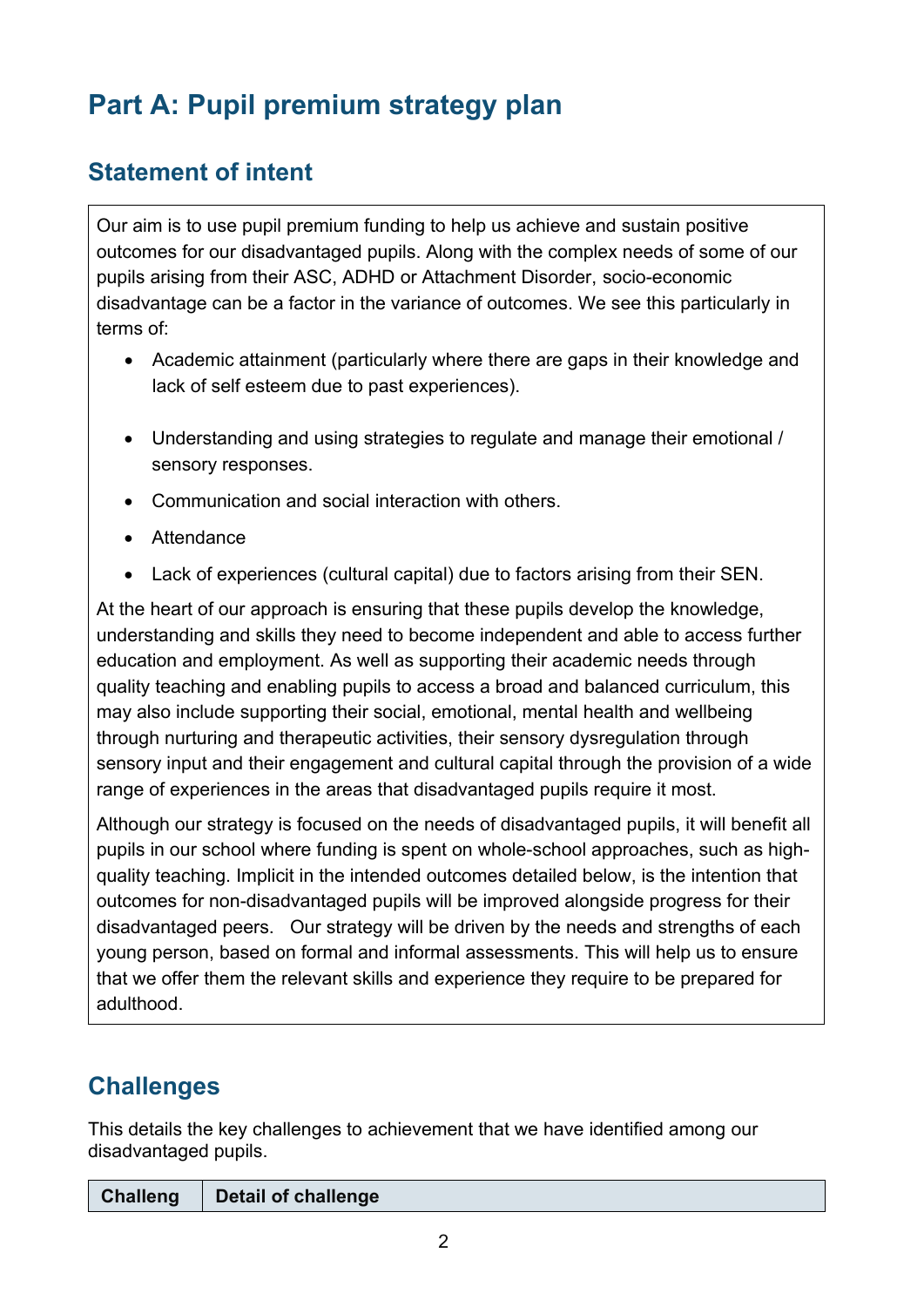# Part A: Pupil premium strategy plan

## Statement of intent

Our aim is to use pupil premium funding to help us achieve and sustain positive outcomes for our disadvantaged pupils. Along with the complex needs of some of our pupils arising from their ASC, ADHD or Attachment Disorder, socio-economic disadvantage can be a factor in the variance of outcomes. We see this particularly in terms of:

- Academic attainment (particularly where there are gaps in their knowledge and lack of self esteem due to past experiences).
- Understanding and using strategies to regulate and manage their emotional / sensory responses.
- Communication and social interaction with others.
- Attendance
- Lack of experiences (cultural capital) due to factors arising from their SEN.

At the heart of our approach is ensuring that these pupils develop the knowledge, understanding and skills they need to become independent and able to access further education and employment. As well as supporting their academic needs through quality teaching and enabling pupils to access a broad and balanced curriculum, this may also include supporting their social, emotional, mental health and wellbeing through nurturing and therapeutic activities, their sensory dysregulation through sensory input and their engagement and cultural capital through the provision of a wide range of experiences in the areas that disadvantaged pupils require it most.

Although our strategy is focused on the needs of disadvantaged pupils, it will benefit all pupils in our school where funding is spent on whole-school approaches, such as high-quality teaching. Implicit in the intended outcomes detailed below, is the intention that outcomes for non-disadvantaged pupils will be improved alongside progress for their disadvantaged peers. Our strategy will be driven by the needs and strengths of each young person, based on formal and informal assessments. This will help us to ensure that we offer them the relevant skills and experience they require to be prepared for adulthood.

## Challenges

This details the key challenges to achievement that we have identified among our disadvantaged pupils.

| Challeng | Detail of challenge |
|---|---|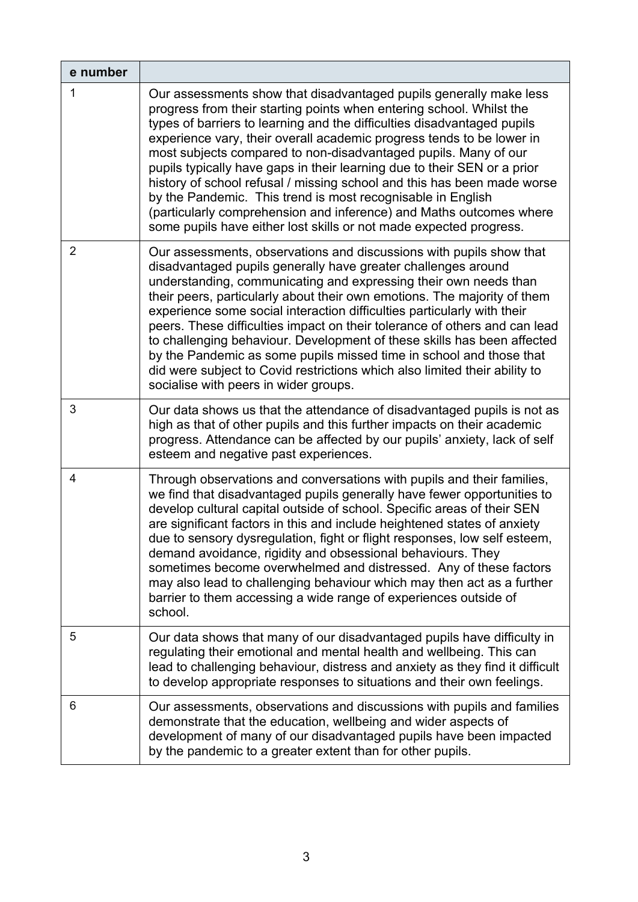| e number | |
|---|---|
| 1 | Our assessments show that disadvantaged pupils generally make less progress from their starting points when entering school. Whilst the types of barriers to learning and the difficulties disadvantaged pupils experience vary, their overall academic progress tends to be lower in most subjects compared to non-disadvantaged pupils. Many of our pupils typically have gaps in their learning due to their SEN or a prior history of school refusal / missing school and this has been made worse by the Pandemic. This trend is most recognisable in English (particularly comprehension and inference) and Maths outcomes where some pupils have either lost skills or not made expected progress. |
| 2 | Our assessments, observations and discussions with pupils show that disadvantaged pupils generally have greater challenges around understanding, communicating and expressing their own needs than their peers, particularly about their own emotions. The majority of them experience some social interaction difficulties particularly with their peers. These difficulties impact on their tolerance of others and can lead to challenging behaviour. Development of these skills has been affected by the Pandemic as some pupils missed time in school and those that did were subject to Covid restrictions which also limited their ability to socialise with peers in wider groups. |
| 3 | Our data shows us that the attendance of disadvantaged pupils is not as high as that of other pupils and this further impacts on their academic progress. Attendance can be affected by our pupils' anxiety, lack of self esteem and negative past experiences. |
| 4 | Through observations and conversations with pupils and their families, we find that disadvantaged pupils generally have fewer opportunities to develop cultural capital outside of school. Specific areas of their SEN are significant factors in this and include heightened states of anxiety due to sensory dysregulation, fight or flight responses, low self esteem, demand avoidance, rigidity and obsessional behaviours. They sometimes become overwhelmed and distressed. Any of these factors may also lead to challenging behaviour which may then act as a further barrier to them accessing a wide range of experiences outside of school. |
| 5 | Our data shows that many of our disadvantaged pupils have difficulty in regulating their emotional and mental health and wellbeing. This can lead to challenging behaviour, distress and anxiety as they find it difficult to develop appropriate responses to situations and their own feelings. |
| 6 | Our assessments, observations and discussions with pupils and families demonstrate that the education, wellbeing and wider aspects of development of many of our disadvantaged pupils have been impacted by the pandemic to a greater extent than for other pupils. |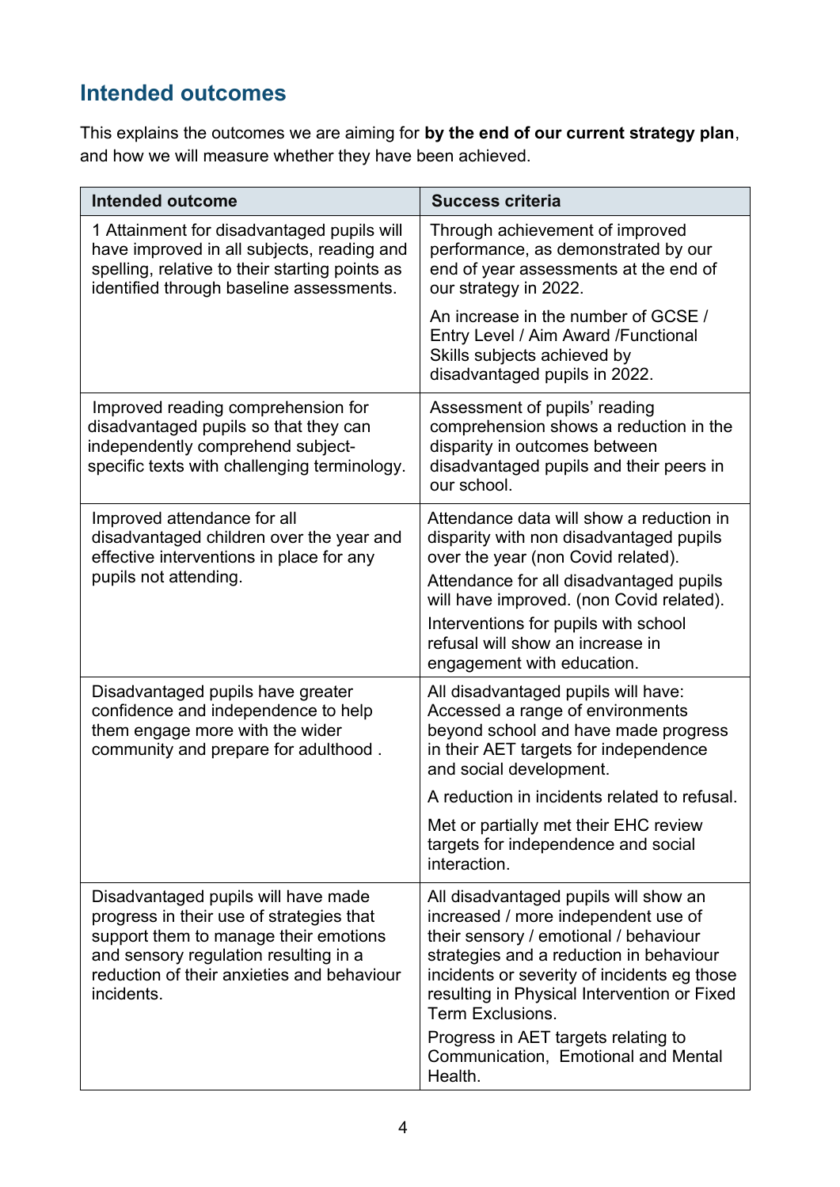## Intended outcomes

This explains the outcomes we are aiming for **by the end of our current strategy plan**, and how we will measure whether they have been achieved.

| Intended outcome | Success criteria |
|---|---|
| 1 Attainment for disadvantaged pupils will have improved in all subjects, reading and spelling, relative to their starting points as identified through baseline assessments. | Through achievement of improved performance, as demonstrated by our end of year assessments at the end of our strategy in 2022.<br><br>An increase in the number of GCSE / Entry Level / Aim Award /Functional Skills subjects achieved by disadvantaged pupils in 2022. |
| Improved reading comprehension for disadvantaged pupils so that they can independently comprehend subject-specific texts with challenging terminology. | Assessment of pupils' reading comprehension shows a reduction in the disparity in outcomes between disadvantaged pupils and their peers in our school. |
| Improved attendance for all disadvantaged children over the year and effective interventions in place for any pupils not attending. | Attendance data will show a reduction in disparity with non disadvantaged pupils over the year (non Covid related).<br><br>Attendance for all disadvantaged pupils will have improved. (non Covid related).<br><br>Interventions for pupils with school refusal will show an increase in engagement with education. |
| Disadvantaged pupils have greater confidence and independence to help them engage more with the wider community and prepare for adulthood . | All disadvantaged pupils will have: Accessed a range of environments beyond school and have made progress in their AET targets for independence and social development.<br><br>A reduction in incidents related to refusal.<br><br>Met or partially met their EHC review targets for independence and social interaction. |
| Disadvantaged pupils will have made progress in their use of strategies that support them to manage their emotions and sensory regulation resulting in a reduction of their anxieties and behaviour incidents. | All disadvantaged pupils will show an increased / more independent use of their sensory / emotional / behaviour strategies and a reduction in behaviour incidents or severity of incidents eg those resulting in Physical Intervention or Fixed Term Exclusions.<br><br>Progress in AET targets relating to Communication, Emotional and Mental Health. |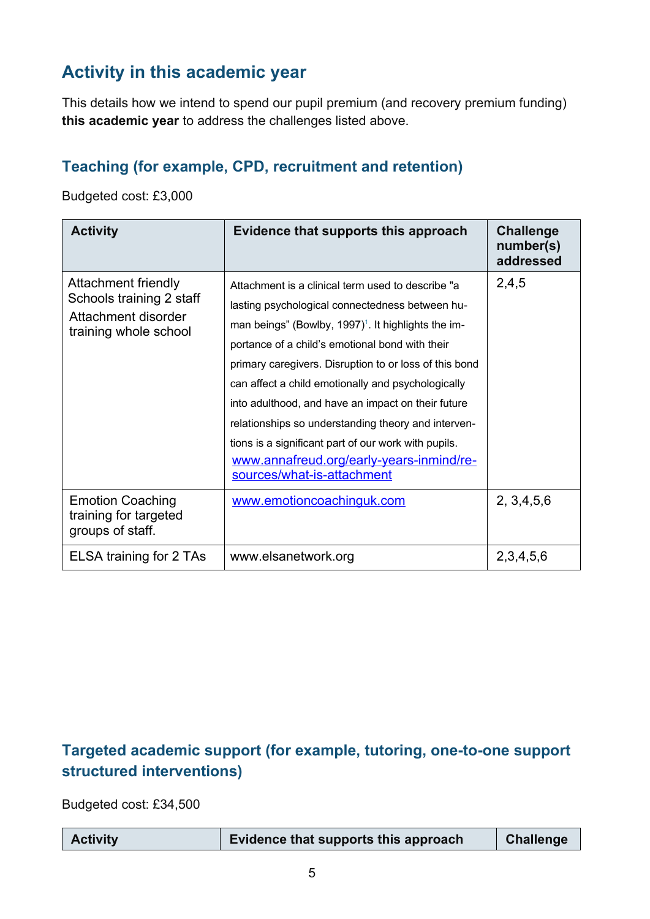## Activity in this academic year

This details how we intend to spend our pupil premium (and recovery premium funding) **this academic year** to address the challenges listed above.

### Teaching (for example, CPD, recruitment and retention)

Budgeted cost: £3,000

| Activity | Evidence that supports this approach | Challenge number(s) addressed |
|---|---|---|
| Attachment friendly Schools training 2 staff<br>Attachment disorder training whole school | Attachment is a clinical term used to describe "a lasting psychological connectedness between human beings" (Bowlby, 1997)[1]. It highlights the importance of a child's emotional bond with their primary caregivers. Disruption to or loss of this bond can affect a child emotionally and psychologically into adulthood, and have an impact on their future relationships so understanding theory and interventions is a significant part of our work with pupils. [www.annafreud.org/early-years-inmind/resources/what-is-attachment](www.annafreud.org/early-years-inmind/resources/what-is-attachment) | 2,4,5 |
| Emotion Coaching training for targeted groups of staff. | [www.emotioncoachinguk.com](www.emotioncoachinguk.com) | 2, 3,4,5,6 |
| ELSA training for 2 TAs | www.elsanetwork.org | 2,3,4,5,6 |

### Targeted academic support (for example, tutoring, one-to-one support structured interventions)

Budgeted cost: £34,500

| Activity | Evidence that supports this approach | Challenge |
|---|---|---|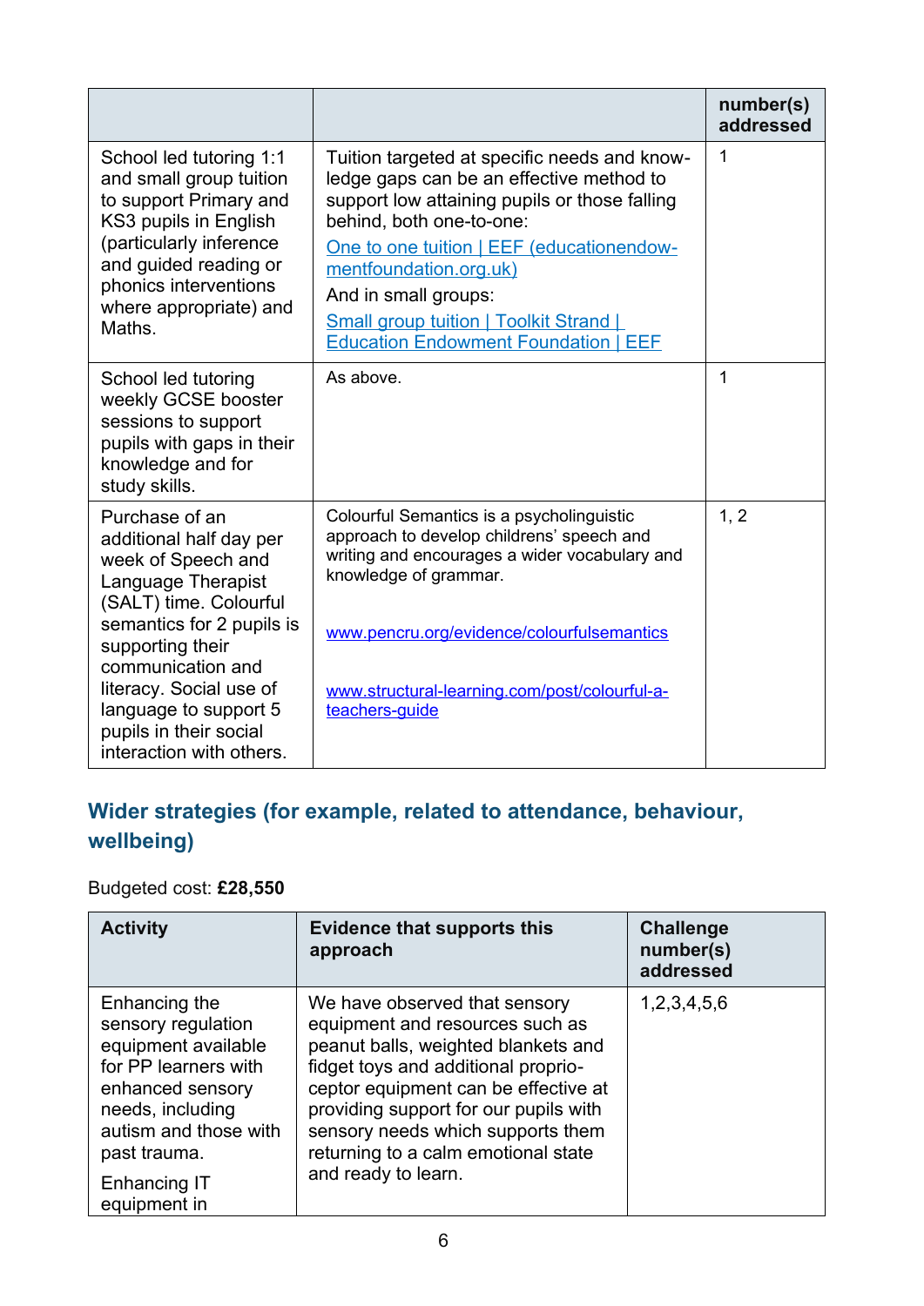| | | number(s) addressed |
|---|---|---|
| School led tutoring 1:1 and small group tuition to support Primary and KS3 pupils in English (particularly inference and guided reading or phonics interventions where appropriate) and Maths. | Tuition targeted at specific needs and knowledge gaps can be an effective method to support low attaining pupils or those falling behind, both one-to-one: [One to one tuition \| EEF (educationendowmentfoundation.org.uk)](#) And in small groups: [Small group tuition \| Toolkit Strand \| Education Endowment Foundation \| EEF](#) | 1 |
| School led tutoring weekly GCSE booster sessions to support pupils with gaps in their knowledge and for study skills. | As above. | 1 |
| Purchase of an additional half day per week of Speech and Language Therapist (SALT) time. Colourful semantics for 2 pupils is supporting their communication and literacy. Social use of language to support 5 pupils in their social interaction with others. | Colourful Semantics is a psycholinguistic approach to develop childrens' speech and writing and encourages a wider vocabulary and knowledge of grammar. www.pencru.org/evidence/colourfulsemantics www.structural-learning.com/post/colourful-a-teachers-guide | 1, 2 |

## Wider strategies (for example, related to attendance, behaviour, wellbeing)

Budgeted cost: **£28,550**

| Activity | Evidence that supports this approach | Challenge number(s) addressed |
|---|---|---|
| Enhancing the sensory regulation equipment available for PP learners with enhanced sensory needs, including autism and those with past trauma. Enhancing IT equipment in | We have observed that sensory equipment and resources such as peanut balls, weighted blankets and fidget toys and additional proprioceptor equipment can be effective at providing support for our pupils with sensory needs which supports them returning to a calm emotional state and ready to learn. | 1,2,3,4,5,6 |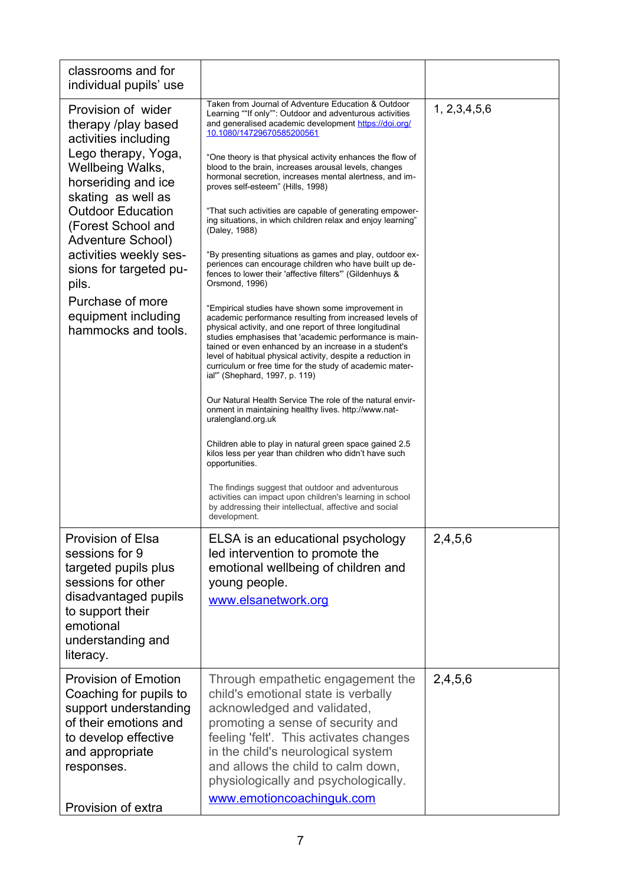| | | |
|---|---|---|
| classrooms and for individual pupils' use | | |
| Provision of wider therapy /play based activities including Lego therapy, Yoga, Wellbeing Walks, horseriding and ice skating as well as Outdoor Education (Forest School and Adventure School) activities weekly sessions for targeted pupils.<br><br>Purchase of more equipment including hammocks and tools. | Taken from Journal of Adventure Education & Outdoor Learning ""If only"": Outdoor and adventurous activities and generalised academic development https://doi.org/10.1080/14729670585200561<br><br>"One theory is that physical activity enhances the flow of blood to the brain, increases arousal levels, changes hormonal secretion, increases mental alertness, and improves self-esteem" (Hills, 1998)<br><br>"That such activities are capable of generating empowering situations, in which children relax and enjoy learning" (Daley, 1988)<br><br>"By presenting situations as games and play, outdoor experiences can encourage children who have built up defences to lower their 'affective filters'" (Gildenhuys & Orsmond, 1996)<br><br>"Empirical studies have shown some improvement in academic performance resulting from increased levels of physical activity, and one report of three longitudinal studies emphasises that 'academic performance is maintained or even enhanced by an increase in a student's level of habitual physical activity, despite a reduction in curriculum or free time for the study of academic material'" (Shephard, 1997, p. 119)<br><br>Our Natural Health Service The role of the natural environment in maintaining healthy lives. http://www.naturalengland.org.uk<br><br>Children able to play in natural green space gained 2.5 kilos less per year than children who didn't have such opportunities.<br><br>The findings suggest that outdoor and adventurous activities can impact upon children's learning in school by addressing their intellectual, affective and social development. | 1, 2,3,4,5,6 |
| Provision of Elsa sessions for 9 targeted pupils plus sessions for other disadvantaged pupils to support their emotional understanding and literacy. | ELSA is an educational psychology led intervention to promote the emotional wellbeing of children and young people.<br><br>www.elsanetwork.org | 2,4,5,6 |
| Provision of Emotion Coaching for pupils to support understanding of their emotions and to develop effective and appropriate responses.<br><br>Provision of extra | Through empathetic engagement the child's emotional state is verbally acknowledged and validated, promoting a sense of security and feeling 'felt'. This activates changes in the child's neurological system and allows the child to calm down, physiologically and psychologically.<br><br>www.emotioncoachinguk.com | 2,4,5,6 |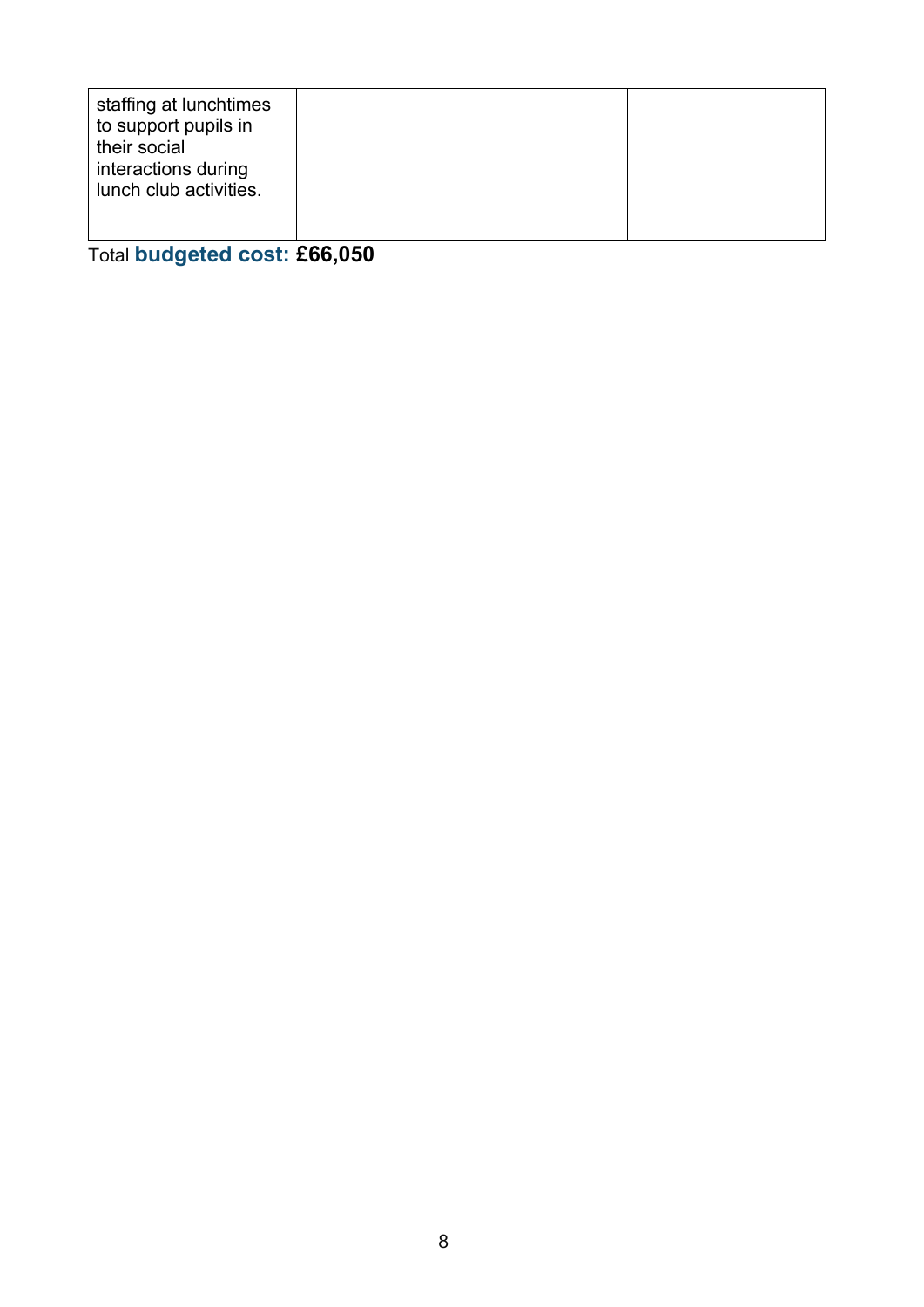| | | |
|---|---|---|
| staffing at lunchtimes to support pupils in their social interactions during lunch club activities. | | |

Total **budgeted cost: £66,050**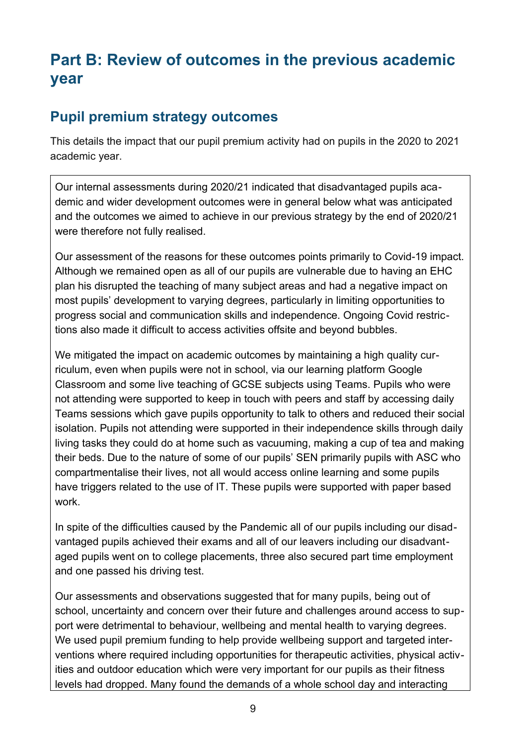# Part B: Review of outcomes in the previous academic year

## Pupil premium strategy outcomes

This details the impact that our pupil premium activity had on pupils in the 2020 to 2021 academic year.

Our internal assessments during 2020/21 indicated that disadvantaged pupils academic and wider development outcomes were in general below what was anticipated and the outcomes we aimed to achieve in our previous strategy by the end of 2020/21 were therefore not fully realised.

Our assessment of the reasons for these outcomes points primarily to Covid-19 impact. Although we remained open as all of our pupils are vulnerable due to having an EHC plan his disrupted the teaching of many subject areas and had a negative impact on most pupils' development to varying degrees, particularly in limiting opportunities to progress social and communication skills and independence. Ongoing Covid restrictions also made it difficult to access activities offsite and beyond bubbles.

We mitigated the impact on academic outcomes by maintaining a high quality curriculum, even when pupils were not in school, via our learning platform Google Classroom and some live teaching of GCSE subjects using Teams. Pupils who were not attending were supported to keep in touch with peers and staff by accessing daily Teams sessions which gave pupils opportunity to talk to others and reduced their social isolation. Pupils not attending were supported in their independence skills through daily living tasks they could do at home such as vacuuming, making a cup of tea and making their beds. Due to the nature of some of our pupils' SEN primarily pupils with ASC who compartmentalise their lives, not all would access online learning and some pupils have triggers related to the use of IT. These pupils were supported with paper based work.

In spite of the difficulties caused by the Pandemic all of our pupils including our disadvantaged pupils achieved their exams and all of our leavers including our disadvantaged pupils went on to college placements, three also secured part time employment and one passed his driving test.

Our assessments and observations suggested that for many pupils, being out of school, uncertainty and concern over their future and challenges around access to support were detrimental to behaviour, wellbeing and mental health to varying degrees. We used pupil premium funding to help provide wellbeing support and targeted interventions where required including opportunities for therapeutic activities, physical activities and outdoor education which were very important for our pupils as their fitness levels had dropped. Many found the demands of a whole school day and interacting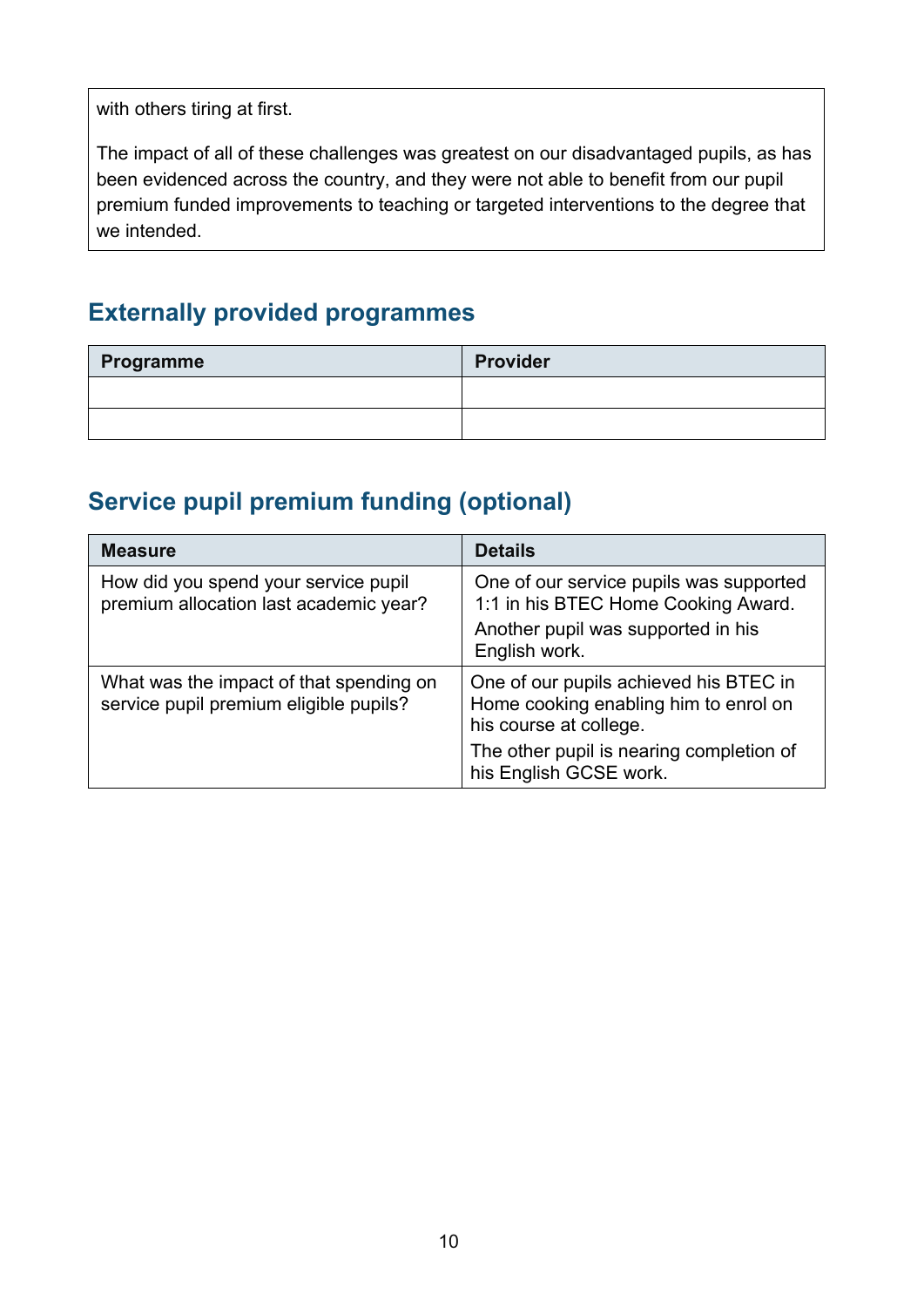with others tiring at first.

The impact of all of these challenges was greatest on our disadvantaged pupils, as has been evidenced across the country, and they were not able to benefit from our pupil premium funded improvements to teaching or targeted interventions to the degree that we intended.

## Externally provided programmes

| Programme | Provider |
| --- | --- |
| | |
| | |

## Service pupil premium funding (optional)

| Measure | Details |
| --- | --- |
| How did you spend your service pupil premium allocation last academic year? | One of our service pupils was supported 1:1 in his BTEC Home Cooking Award. Another pupil was supported in his English work. |
| What was the impact of that spending on service pupil premium eligible pupils? | One of our pupils achieved his BTEC in Home cooking enabling him to enrol on his course at college. The other pupil is nearing completion of his English GCSE work. |